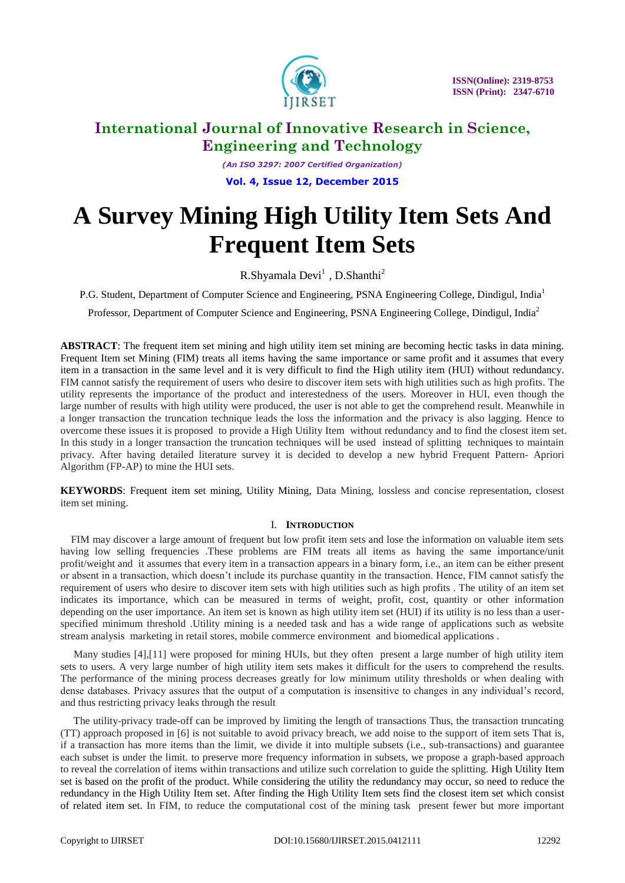# A Survey Mining High Utility Item Sets And Frequent Item Sets

R.Shyamala Devi[1] , D.Shanthi[2]

P.G. Student, Department of Computer Science and Engineering, PSNA Engineering College, Dindigul, India[1]

Professor, Department of Computer Science and Engineering, PSNA Engineering College, Dindigul, India[2]

**ABSTRACT**: The frequent item set mining and high utility item set mining are becoming hectic tasks in data mining. Frequent Item set Mining (FIM) treats all items having the same importance or same profit and it assumes that every item in a transaction in the same level and it is very difficult to find the High utility item (HUI) without redundancy. FIM cannot satisfy the requirement of users who desire to discover item sets with high utilities such as high profits. The utility represents the importance of the product and interestedness of the users. Moreover in HUI, even though the large number of results with high utility were produced, the user is not able to get the comprehend result. Meanwhile in a longer transaction the truncation technique leads the loss the information and the privacy is also lagging. Hence to overcome these issues it is proposed to provide a High Utility Item without redundancy and to find the closest item set. In this study in a longer transaction the truncation techniques will be used instead of splitting techniques to maintain privacy. After having detailed literature survey it is decided to develop a new hybrid Frequent Pattern- Apriori Algorithm (FP-AP) to mine the HUI sets.

**KEYWORDS**: Frequent item set mining, Utility Mining, Data Mining, lossless and concise representation, closest item set mining.

## I. INTRODUCTION

FIM may discover a large amount of frequent but low profit item sets and lose the information on valuable item sets having low selling frequencies .These problems are FIM treats all items as having the same importance/unit profit/weight and it assumes that every item in a transaction appears in a binary form, i.e., an item can be either present or absent in a transaction, which doesn't include its purchase quantity in the transaction. Hence, FIM cannot satisfy the requirement of users who desire to discover item sets with high utilities such as high profits . The utility of an item set indicates its importance, which can be measured in terms of weight, profit, cost, quantity or other information depending on the user importance. An item set is known as high utility item set (HUI) if its utility is no less than a user-specified minimum threshold .Utility mining is a needed task and has a wide range of applications such as website stream analysis marketing in retail stores, mobile commerce environment and biomedical applications .

Many studies [4],[11] were proposed for mining HUIs, but they often present a large number of high utility item sets to users. A very large number of high utility item sets makes it difficult for the users to comprehend the results. The performance of the mining process decreases greatly for low minimum utility thresholds or when dealing with dense databases. Privacy assures that the output of a computation is insensitive to changes in any individual's record, and thus restricting privacy leaks through the result

The utility-privacy trade-off can be improved by limiting the length of transactions Thus, the transaction truncating (TT) approach proposed in [6] is not suitable to avoid privacy breach, we add noise to the support of item sets That is, if a transaction has more items than the limit, we divide it into multiple subsets (i.e., sub-transactions) and guarantee each subset is under the limit. to preserve more frequency information in subsets, we propose a graph-based approach to reveal the correlation of items within transactions and utilize such correlation to guide the splitting. High Utility Item set is based on the profit of the product. While considering the utility the redundancy may occur, so need to reduce the redundancy in the High Utility Item set. After finding the High Utility Item sets find the closest item set which consist of related item set. In FIM, to reduce the computational cost of the mining task present fewer but more important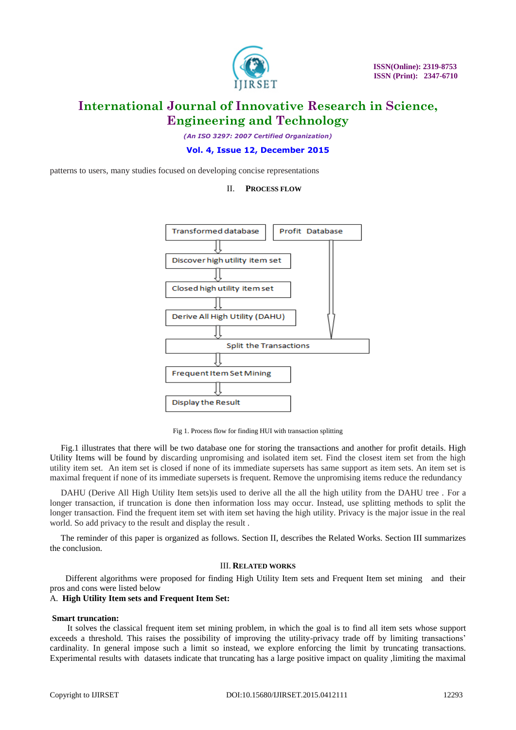patterns to users, many studies focused on developing concise representations

## II. PROCESS FLOW

Transformed database → Discover high utility item set → Closed high utility item set → Derive All High Utility (DAHU) → Split the Transactions → Frequent Item Set Mining → Display the Result

Profit Database → Split the Transactions

Fig 1. Process flow for finding HUI with transaction splitting

Fig.1 illustrates that there will be two database one for storing the transactions and another for profit details. High Utility Items will be found by discarding unpromising and isolated item set. Find the closest item set from the high utility item set. An item set is closed if none of its immediate supersets has same support as item sets. An item set is maximal frequent if none of its immediate supersets is frequent. Remove the unpromising items reduce the redundancy

DAHU (Derive All High Utility Item sets)is used to derive all the all the high utility from the DAHU tree . For a longer transaction, if truncation is done then information loss may occur. Instead, use splitting methods to split the longer transaction. Find the frequent item set with item set having the high utility. Privacy is the major issue in the real world. So add privacy to the result and display the result .

The reminder of this paper is organized as follows. Section II, describes the Related Works. Section III summarizes the conclusion.

## III. RELATED WORKS

Different algorithms were proposed for finding High Utility Item sets and Frequent Item set mining and their pros and cons were listed below

### A. High Utility Item sets and Frequent Item Set:

**Smart truncation:**

It solves the classical frequent item set mining problem, in which the goal is to find all item sets whose support exceeds a threshold. This raises the possibility of improving the utility-privacy trade off by limiting transactions' cardinality. In general impose such a limit so instead, we explore enforcing the limit by truncating transactions. Experimental results with datasets indicate that truncating has a large positive impact on quality ,limiting the maximal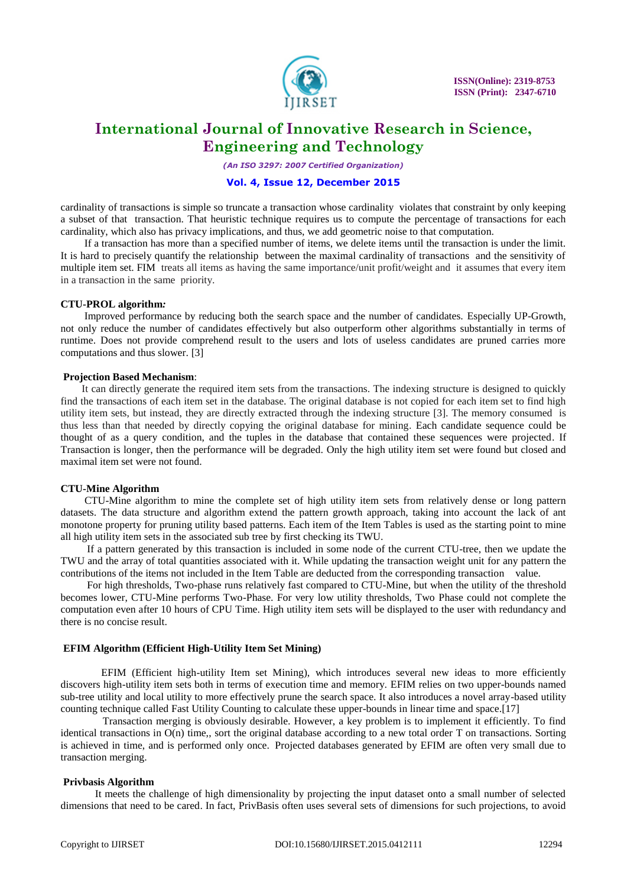cardinality of transactions is simple so truncate a transaction whose cardinality violates that constraint by only keeping a subset of that transaction. That heuristic technique requires us to compute the percentage of transactions for each cardinality, which also has privacy implications, and thus, we add geometric noise to that computation.

If a transaction has more than a specified number of items, we delete items until the transaction is under the limit. It is hard to precisely quantify the relationship between the maximal cardinality of transactions and the sensitivity of multiple item set. FIM treats all items as having the same importance/unit profit/weight and it assumes that every item in a transaction in the same priority.

**CTU-PROL algorithm*:***

Improved performance by reducing both the search space and the number of candidates. Especially UP-Growth, not only reduce the number of candidates effectively but also outperform other algorithms substantially in terms of runtime. Does not provide comprehend result to the users and lots of useless candidates are pruned carries more computations and thus slower. [3]

**Projection Based Mechanism**:

It can directly generate the required item sets from the transactions. The indexing structure is designed to quickly find the transactions of each item set in the database. The original database is not copied for each item set to find high utility item sets, but instead, they are directly extracted through the indexing structure [3]. The memory consumed is thus less than that needed by directly copying the original database for mining. Each candidate sequence could be thought of as a query condition, and the tuples in the database that contained these sequences were projected. If Transaction is longer, then the performance will be degraded. Only the high utility item set were found but closed and maximal item set were not found.

**CTU-Mine Algorithm**

CTU-Mine algorithm to mine the complete set of high utility item sets from relatively dense or long pattern datasets. The data structure and algorithm extend the pattern growth approach, taking into account the lack of ant monotone property for pruning utility based patterns. Each item of the Item Tables is used as the starting point to mine all high utility item sets in the associated sub tree by first checking its TWU.

If a pattern generated by this transaction is included in some node of the current CTU-tree, then we update the TWU and the array of total quantities associated with it. While updating the transaction weight unit for any pattern the contributions of the items not included in the Item Table are deducted from the corresponding transaction value.

For high thresholds, Two-phase runs relatively fast compared to CTU-Mine, but when the utility of the threshold becomes lower, CTU-Mine performs Two-Phase. For very low utility thresholds, Two Phase could not complete the computation even after 10 hours of CPU Time. High utility item sets will be displayed to the user with redundancy and there is no concise result.

**EFIM Algorithm (Efficient High-Utility Item Set Mining)**

EFIM (Efficient high-utility Item set Mining), which introduces several new ideas to more efficiently discovers high-utility item sets both in terms of execution time and memory. EFIM relies on two upper-bounds named sub-tree utility and local utility to more effectively prune the search space. It also introduces a novel array-based utility counting technique called Fast Utility Counting to calculate these upper-bounds in linear time and space.[17]

Transaction merging is obviously desirable. However, a key problem is to implement it efficiently. To find identical transactions in O(n) time,, sort the original database according to a new total order T on transactions. Sorting is achieved in time, and is performed only once. Projected databases generated by EFIM are often very small due to transaction merging.

**Privbasis Algorithm**

It meets the challenge of high dimensionality by projecting the input dataset onto a small number of selected dimensions that need to be cared. In fact, PrivBasis often uses several sets of dimensions for such projections, to avoid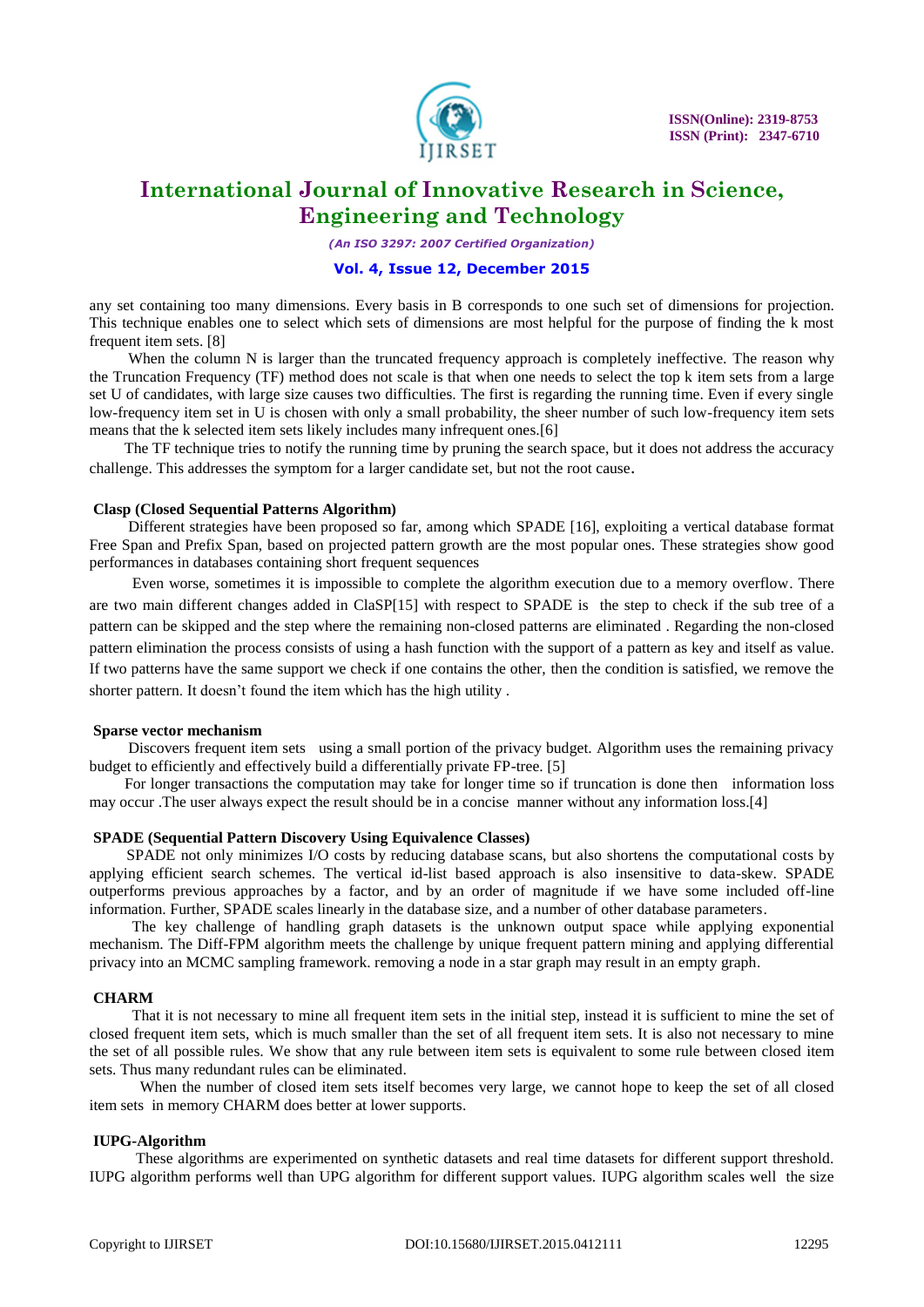any set containing too many dimensions. Every basis in B corresponds to one such set of dimensions for projection. This technique enables one to select which sets of dimensions are most helpful for the purpose of finding the k most frequent item sets. [8]

When the column N is larger than the truncated frequency approach is completely ineffective. The reason why the Truncation Frequency (TF) method does not scale is that when one needs to select the top k item sets from a large set U of candidates, with large size causes two difficulties. The first is regarding the running time. Even if every single low-frequency item set in U is chosen with only a small probability, the sheer number of such low-frequency item sets means that the k selected item sets likely includes many infrequent ones.[6]

The TF technique tries to notify the running time by pruning the search space, but it does not address the accuracy challenge. This addresses the symptom for a larger candidate set, but not the root cause.

**Clasp (Closed Sequential Patterns Algorithm)**

Different strategies have been proposed so far, among which SPADE [16], exploiting a vertical database format Free Span and Prefix Span, based on projected pattern growth are the most popular ones. These strategies show good performances in databases containing short frequent sequences

Even worse, sometimes it is impossible to complete the algorithm execution due to a memory overflow. There are two main different changes added in ClaSP[15] with respect to SPADE is the step to check if the sub tree of a pattern can be skipped and the step where the remaining non-closed patterns are eliminated . Regarding the non-closed pattern elimination the process consists of using a hash function with the support of a pattern as key and itself as value. If two patterns have the same support we check if one contains the other, then the condition is satisfied, we remove the shorter pattern. It doesn't found the item which has the high utility .

**Sparse vector mechanism**

Discovers frequent item sets using a small portion of the privacy budget. Algorithm uses the remaining privacy budget to efficiently and effectively build a differentially private FP-tree. [5]

For longer transactions the computation may take for longer time so if truncation is done then information loss may occur .The user always expect the result should be in a concise manner without any information loss.[4]

**SPADE (Sequential Pattern Discovery Using Equivalence Classes)**

SPADE not only minimizes I/O costs by reducing database scans, but also shortens the computational costs by applying efficient search schemes. The vertical id-list based approach is also insensitive to data-skew. SPADE outperforms previous approaches by a factor, and by an order of magnitude if we have some included off-line information. Further, SPADE scales linearly in the database size, and a number of other database parameters.

The key challenge of handling graph datasets is the unknown output space while applying exponential mechanism. The Diff-FPM algorithm meets the challenge by unique frequent pattern mining and applying differential privacy into an MCMC sampling framework. removing a node in a star graph may result in an empty graph.

**CHARM**

That it is not necessary to mine all frequent item sets in the initial step, instead it is sufficient to mine the set of closed frequent item sets, which is much smaller than the set of all frequent item sets. It is also not necessary to mine the set of all possible rules. We show that any rule between item sets is equivalent to some rule between closed item sets. Thus many redundant rules can be eliminated.

When the number of closed item sets itself becomes very large, we cannot hope to keep the set of all closed item sets in memory CHARM does better at lower supports.

**IUPG-Algorithm**

These algorithms are experimented on synthetic datasets and real time datasets for different support threshold. IUPG algorithm performs well than UPG algorithm for different support values. IUPG algorithm scales well the size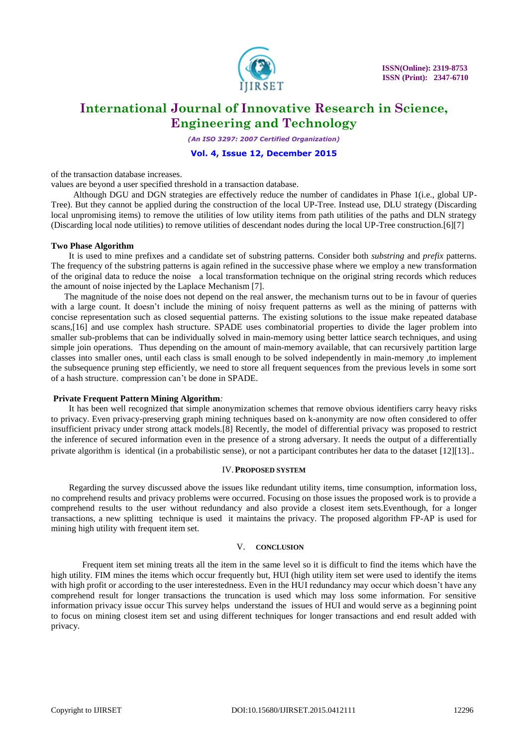of the transaction database increases.

values are beyond a user specified threshold in a transaction database.

Although DGU and DGN strategies are effectively reduce the number of candidates in Phase 1(i.e., global UP-Tree). But they cannot be applied during the construction of the local UP-Tree. Instead use, DLU strategy (Discarding local unpromising items) to remove the utilities of low utility items from path utilities of the paths and DLN strategy (Discarding local node utilities) to remove utilities of descendant nodes during the local UP-Tree construction.[6][7]

**Two Phase Algorithm**

It is used to mine prefixes and a candidate set of substring patterns. Consider both *substring* and *prefix* patterns. The frequency of the substring patterns is again refined in the successive phase where we employ a new transformation of the original data to reduce the noise a local transformation technique on the original string records which reduces the amount of noise injected by the Laplace Mechanism [7].

The magnitude of the noise does not depend on the real answer, the mechanism turns out to be in favour of queries with a large count. It doesn't include the mining of noisy frequent patterns as well as the mining of patterns with concise representation such as closed sequential patterns. The existing solutions to the issue make repeated database scans,[16] and use complex hash structure. SPADE uses combinatorial properties to divide the lager problem into smaller sub-problems that can be individually solved in main-memory using better lattice search techniques, and using simple join operations. Thus depending on the amount of main-memory available, that can recursively partition large classes into smaller ones, until each class is small enough to be solved independently in main-memory ,to implement the subsequence pruning step efficiently, we need to store all frequent sequences from the previous levels in some sort of a hash structure. compression can't be done in SPADE.

**Private Frequent Pattern Mining Algorithm***:*

It has been well recognized that simple anonymization schemes that remove obvious identifiers carry heavy risks to privacy. Even privacy-preserving graph mining techniques based on k-anonymity are now often considered to offer insufficient privacy under strong attack models.[8] Recently, the model of differential privacy was proposed to restrict the inference of secured information even in the presence of a strong adversary. It needs the output of a differentially private algorithm is identical (in a probabilistic sense), or not a participant contributes her data to the dataset [12][13]..

## IV. PROPOSED SYSTEM

Regarding the survey discussed above the issues like redundant utility items, time consumption, information loss, no comprehend results and privacy problems were occurred. Focusing on those issues the proposed work is to provide a comprehend results to the user without redundancy and also provide a closest item sets.Eventhough, for a longer transactions, a new splitting technique is used it maintains the privacy. The proposed algorithm FP-AP is used for mining high utility with frequent item set.

## V. CONCLUSION

Frequent item set mining treats all the item in the same level so it is difficult to find the items which have the high utility. FIM mines the items which occur frequently but, HUI (high utility item set were used to identify the items with high profit or according to the user interestedness. Even in the HUI redundancy may occur which doesn't have any comprehend result for longer transactions the truncation is used which may loss some information. For sensitive information privacy issue occur This survey helps understand the issues of HUI and would serve as a beginning point to focus on mining closest item set and using different techniques for longer transactions and end result added with privacy.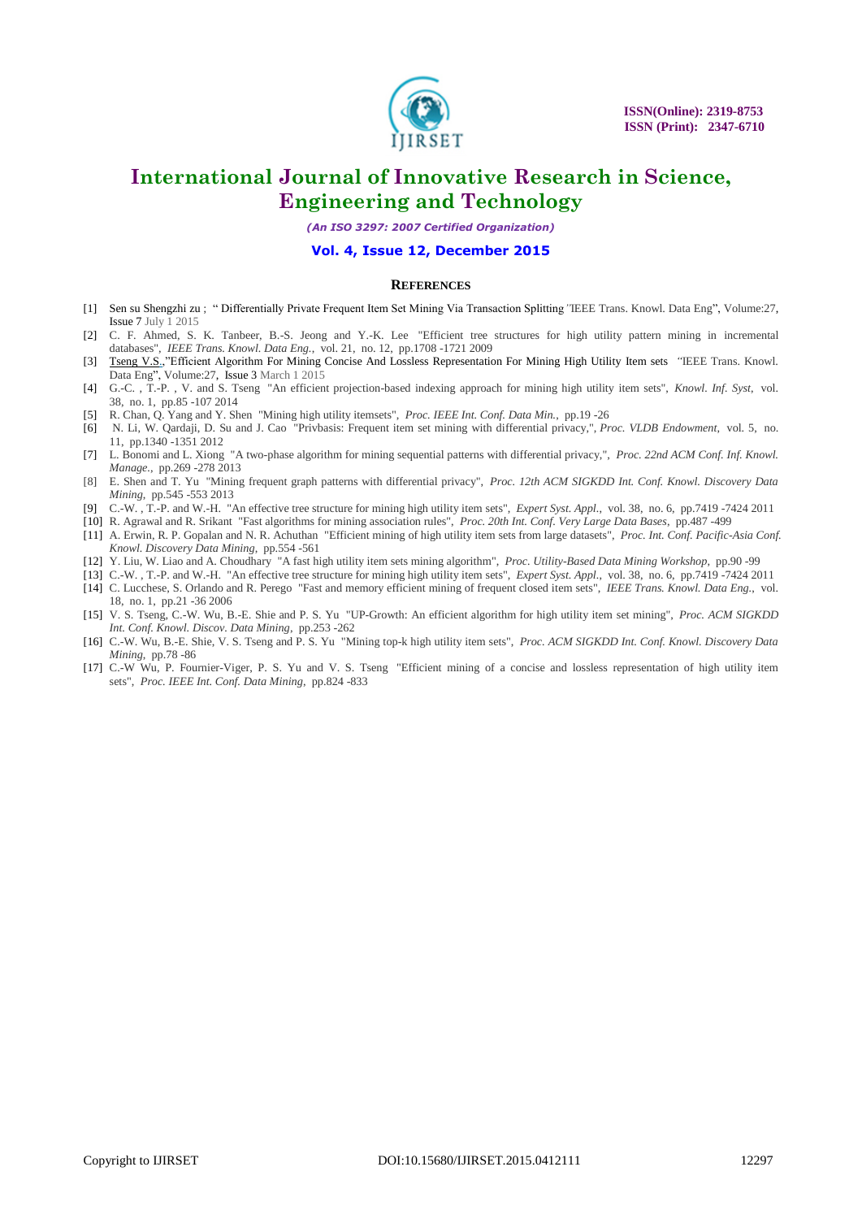## REFERENCES

[1] Sen su Shengzhi zu ; " Differentially Private Frequent Item Set Mining Via Transaction Splitting "IEEE Trans. Knowl. Data Eng", Volume:27, Issue 7 July 1 2015

[2] C. F. Ahmed, S. K. Tanbeer, B.-S. Jeong and Y.-K. Lee "Efficient tree structures for high utility pattern mining in incremental databases", *IEEE Trans. Knowl. Data Eng.*, vol. 21, no. 12, pp.1708 -1721 2009

[3] Tseng V.S.,"Efficient Algorithm For Mining Concise And Lossless Representation For Mining High Utility Item sets "IEEE Trans. Knowl. Data Eng", Volume:27, Issue 3 March 1 2015

[4] G.-C. , T.-P. , V. and S. Tseng "An efficient projection-based indexing approach for mining high utility item sets", *Knowl. Inf. Syst*, vol. 38, no. 1, pp.85 -107 2014

[5] R. Chan, Q. Yang and Y. Shen "Mining high utility itemsets", *Proc. IEEE Int. Conf. Data Min.*, pp.19 -26

[6] N. Li, W. Qardaji, D. Su and J. Cao "Privbasis: Frequent item set mining with differential privacy,", *Proc. VLDB Endowment*, vol. 5, no. 11, pp.1340 -1351 2012

[7] L. Bonomi and L. Xiong "A two-phase algorithm for mining sequential patterns with differential privacy,", *Proc. 22nd ACM Conf. Inf. Knowl. Manage.*, pp.269 -278 2013

[8] E. Shen and T. Yu "Mining frequent graph patterns with differential privacy", *Proc. 12th ACM SIGKDD Int. Conf. Knowl. Discovery Data Mining*, pp.545 -553 2013

[9] C.-W. , T.-P. and W.-H. "An effective tree structure for mining high utility item sets", *Expert Syst. Appl.*, vol. 38, no. 6, pp.7419 -7424 2011

[10] R. Agrawal and R. Srikant "Fast algorithms for mining association rules", *Proc. 20th Int. Conf. Very Large Data Bases*, pp.487 -499

[11] A. Erwin, R. P. Gopalan and N. R. Achuthan "Efficient mining of high utility item sets from large datasets", *Proc. Int. Conf. Pacific-Asia Conf. Knowl. Discovery Data Mining*, pp.554 -561

[12] Y. Liu, W. Liao and A. Choudhary "A fast high utility item sets mining algorithm", *Proc. Utility-Based Data Mining Workshop*, pp.90 -99

[13] C.-W. , T.-P. and W.-H. "An effective tree structure for mining high utility item sets", *Expert Syst. Appl.*, vol. 38, no. 6, pp.7419 -7424 2011

[14] C. Lucchese, S. Orlando and R. Perego "Fast and memory efficient mining of frequent closed item sets", *IEEE Trans. Knowl. Data Eng.*, vol. 18, no. 1, pp.21 -36 2006

[15] V. S. Tseng, C.-W. Wu, B.-E. Shie and P. S. Yu "UP-Growth: An efficient algorithm for high utility item set mining", *Proc. ACM SIGKDD Int. Conf. Knowl. Discov. Data Mining*, pp.253 -262

[16] C.-W. Wu, B.-E. Shie, V. S. Tseng and P. S. Yu "Mining top-k high utility item sets", *Proc. ACM SIGKDD Int. Conf. Knowl. Discovery Data Mining*, pp.78 -86

[17] C.-W Wu, P. Fournier-Viger, P. S. Yu and V. S. Tseng "Efficient mining of a concise and lossless representation of high utility item sets", *Proc. IEEE Int. Conf. Data Mining*, pp.824 -833